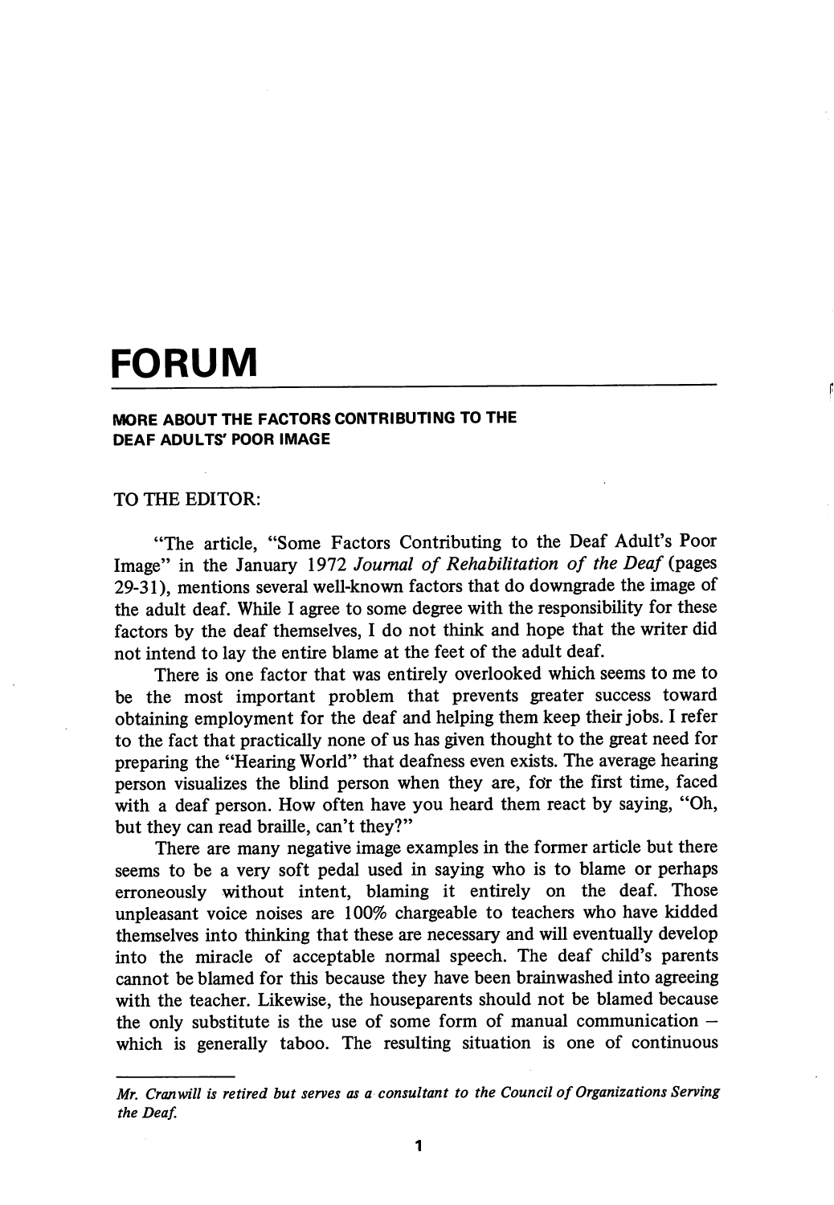# FORUM

## MORE ABOUT THE FACTORS CONTRIBUTING TO THE DEAF ADULTS' POOR IMAGE

TO THE EDITOR:

"The article, "Some Factors Contributing to the Deaf Adult's Poor Image" in the January 1972 *Journal of Rehabilitation of the Deaf* (pages 29-31), mentions several well-known factors that do downgrade the image of the adult deaf. While I agree to some degree with the responsibility for these factors by the deaf themselves, I do not think and hope that the writer did not intend to lay the entire blame at the feet of the adult deaf.

There is one factor that was entirely overlooked which seems to me to be the most important problem that prevents greater success toward obtaining employment for the deaf and helping them keep their jobs. I refer to the fact that practically none of us has given thought to the great need for preparing the "Hearing World" that deafness even exists. The average hearing person visualizes the blind person when they are, for the first time, faced with a deaf person. How often have you heard them react by saying, "Oh, but they can read braille, can't they?"

There are many negative image examples in the former article but there seems to be a very soft pedal used in saying who is to blame or perhaps erroneously without intent, blaming it entirely on the deaf. Those unpleasant voice noises are 100% chargeable to teachers who have kidded themselves into thinking that these are necessary and will eventually develop into the miracle of acceptable normal speech. The deaf child's parents cannot be blamed for this because they have been brainwashed into agreeing with the teacher. Likewise, the houseparents should not be blamed because the only substitute is the use of some form of manual communication – which is generally taboo. The resulting situation is one of continuous

---

*Mr. Cranwill is retired but serves as a consultant to the Council of Organizations Serving the Deaf.*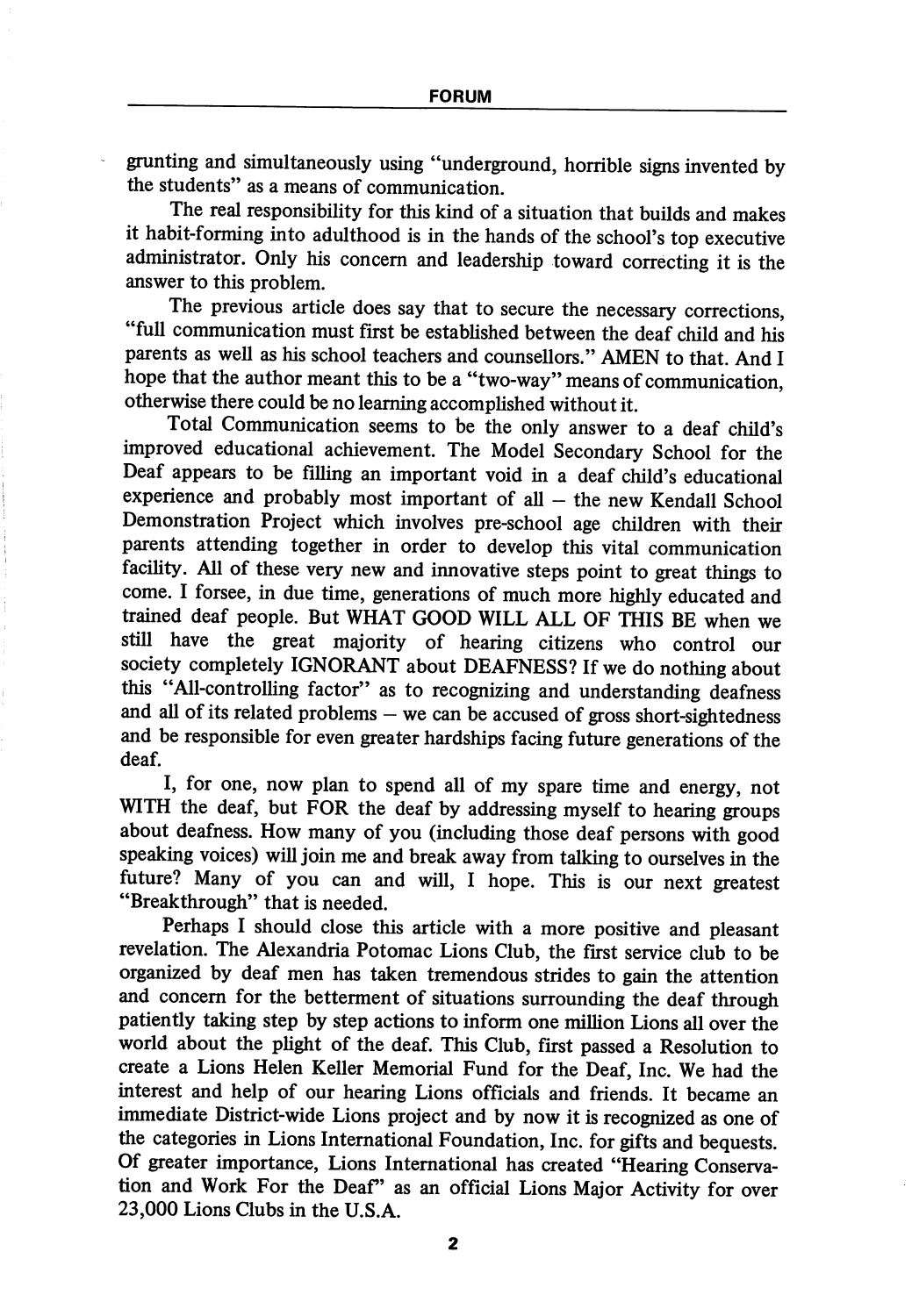grunting and simultaneously using "underground, horrible signs invented by the students" as a means of communication.

The real responsibility for this kind of a situation that builds and makes it habit-forming into adulthood is in the hands of the school's top executive administrator. Only his concern and leadership toward correcting it is the answer to this problem.

The previous article does say that to secure the necessary corrections, "full communication must first be established between the deaf child and his parents as well as his school teachers and counsellors." AMEN to that. And I hope that the author meant this to be a "two-way" means of communication, otherwise there could be no learning accomplished without it.

Total Communication seems to be the only answer to a deaf child's improved educational achievement. The Model Secondary School for the Deaf appears to be filling an important void in a deaf child's educational experience and probably most important of all – the new Kendall School Demonstration Project which involves pre-school age children with their parents attending together in order to develop this vital communication facility. All of these very new and innovative steps point to great things to come. I forsee, in due time, generations of much more highly educated and trained deaf people. But WHAT GOOD WILL ALL OF THIS BE when we still have the great majority of hearing citizens who control our society completely IGNORANT about DEAFNESS? If we do nothing about this "All-controlling factor" as to recognizing and understanding deafness and all of its related problems – we can be accused of gross short-sightedness and be responsible for even greater hardships facing future generations of the deaf.

I, for one, now plan to spend all of my spare time and energy, not WITH the deaf, but FOR the deaf by addressing myself to hearing groups about deafness. How many of you (including those deaf persons with good speaking voices) will join me and break away from talking to ourselves in the future? Many of you can and will, I hope. This is our next greatest "Breakthrough" that is needed.

Perhaps I should close this article with a more positive and pleasant revelation. The Alexandria Potomac Lions Club, the first service club to be organized by deaf men has taken tremendous strides to gain the attention and concern for the betterment of situations surrounding the deaf through patiently taking step by step actions to inform one million Lions all over the world about the plight of the deaf. This Club, first passed a Resolution to create a Lions Helen Keller Memorial Fund for the Deaf, Inc. We had the interest and help of our hearing Lions officials and friends. It became an immediate District-wide Lions project and by now it is recognized as one of the categories in Lions International Foundation, Inc. for gifts and bequests. Of greater importance, Lions International has created "Hearing Conservation and Work For the Deaf" as an official Lions Major Activity for over 23,000 Lions Clubs in the U.S.A.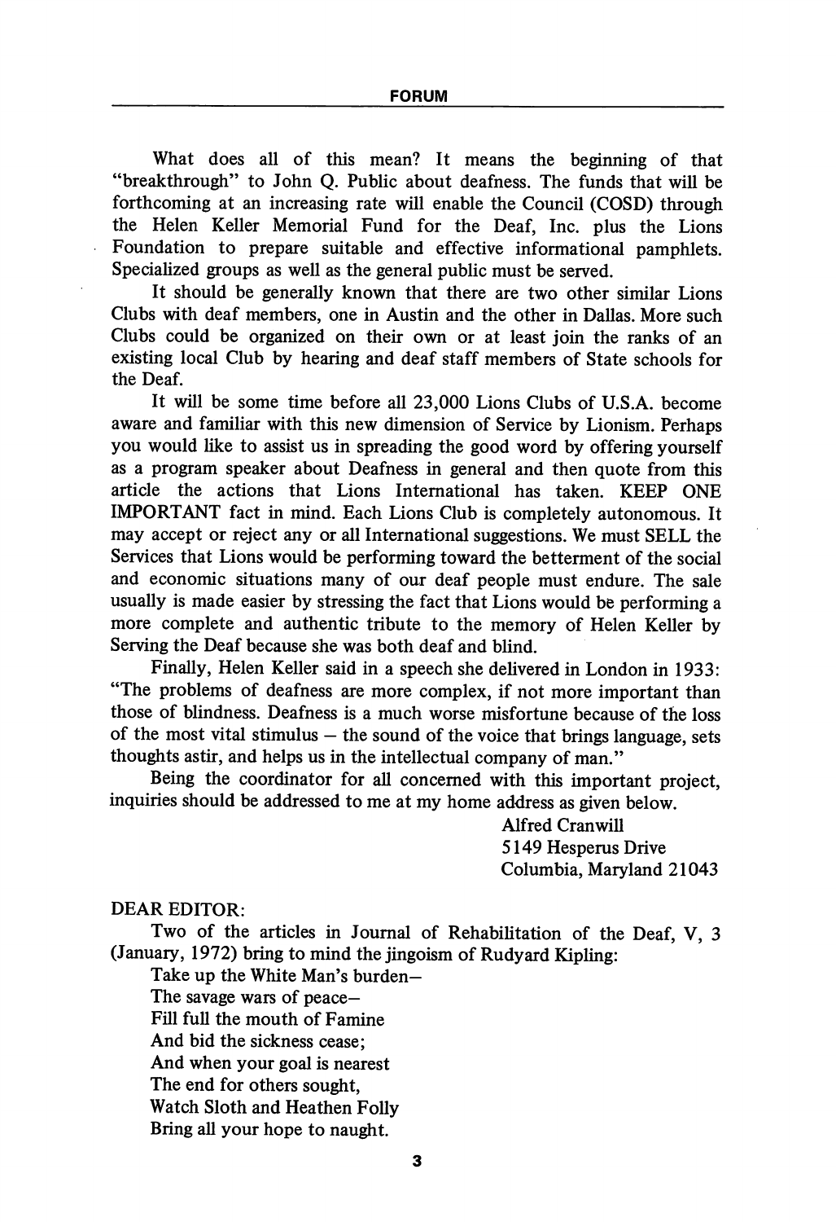What does all of this mean? It means the beginning of that "breakthrough" to John Q. Public about deafness. The funds that will be forthcoming at an increasing rate will enable the Council (COSD) through the Helen Keller Memorial Fund for the Deaf, Inc. plus the Lions Foundation to prepare suitable and effective informational pamphlets. Specialized groups as well as the general public must be served.

It should be generally known that there are two other similar Lions Clubs with deaf members, one in Austin and the other in Dallas. More such Clubs could be organized on their own or at least join the ranks of an existing local Club by hearing and deaf staff members of State schools for the Deaf.

It will be some time before all 23,000 Lions Clubs of U.S.A. become aware and familiar with this new dimension of Service by Lionism. Perhaps you would like to assist us in spreading the good word by offering yourself as a program speaker about Deafness in general and then quote from this article the actions that Lions International has taken. KEEP ONE IMPORTANT fact in mind. Each Lions Club is completely autonomous. It may accept or reject any or all International suggestions. We must SELL the Services that Lions would be performing toward the betterment of the social and economic situations many of our deaf people must endure. The sale usually is made easier by stressing the fact that Lions would be performing a more complete and authentic tribute to the memory of Helen Keller by Serving the Deaf because she was both deaf and blind.

Finally, Helen Keller said in a speech she delivered in London in 1933: "The problems of deafness are more complex, if not more important than those of blindness. Deafness is a much worse misfortune because of the loss of the most vital stimulus – the sound of the voice that brings language, sets thoughts astir, and helps us in the intellectual company of man."

Being the coordinator for all concerned with this important project, inquiries should be addressed to me at my home address as given below.

Alfred Cranwill
5149 Hesperus Drive
Columbia, Maryland 21043

DEAR EDITOR:

Two of the articles in Journal of Rehabilitation of the Deaf, V, 3 (January, 1972) bring to mind the jingoism of Rudyard Kipling:

Take up the White Man's burden–
The savage wars of peace–
Fill full the mouth of Famine
And bid the sickness cease;
And when your goal is nearest
The end for others sought,
Watch Sloth and Heathen Folly
Bring all your hope to naught.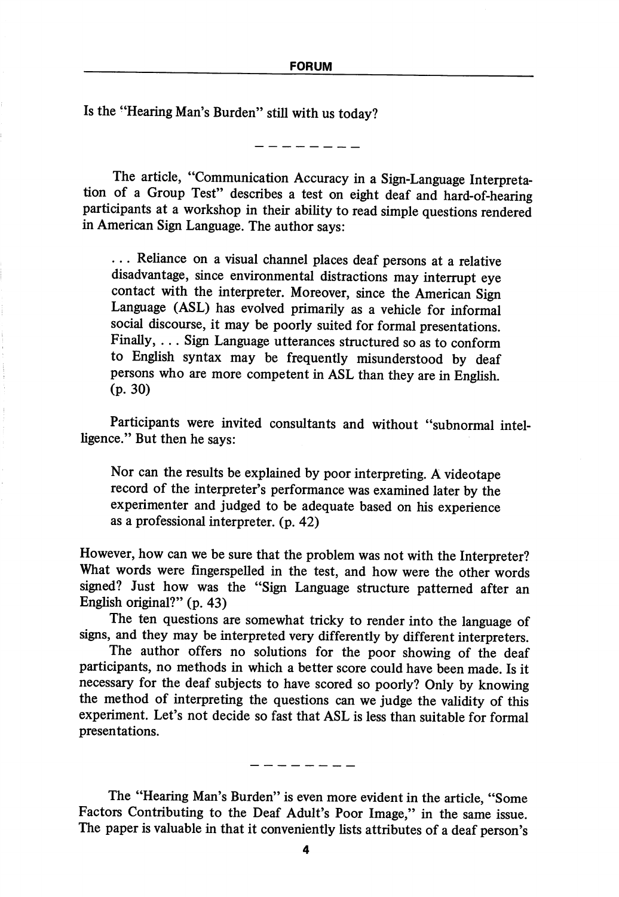Is the "Hearing Man's Burden" still with us today?

- - - - - - - -

The article, "Communication Accuracy in a Sign-Language Interpretation of a Group Test" describes a test on eight deaf and hard-of-hearing participants at a workshop in their ability to read simple questions rendered in American Sign Language. The author says:

> . . . Reliance on a visual channel places deaf persons at a relative disadvantage, since environmental distractions may interrupt eye contact with the interpreter. Moreover, since the American Sign Language (ASL) has evolved primarily as a vehicle for informal social discourse, it may be poorly suited for formal presentations. Finally, . . . Sign Language utterances structured so as to conform to English syntax may be frequently misunderstood by deaf persons who are more competent in ASL than they are in English. (p. 30)

Participants were invited consultants and without "subnormal intelligence." But then he says:

> Nor can the results be explained by poor interpreting. A videotape record of the interpreter's performance was examined later by the experimenter and judged to be adequate based on his experience as a professional interpreter. (p. 42)

However, how can we be sure that the problem was not with the Interpreter? What words were fingerspelled in the test, and how were the other words signed? Just how was the "Sign Language structure patterned after an English original?" (p. 43)

The ten questions are somewhat tricky to render into the language of signs, and they may be interpreted very differently by different interpreters.

The author offers no solutions for the poor showing of the deaf participants, no methods in which a better score could have been made. Is it necessary for the deaf subjects to have scored so poorly? Only by knowing the method of interpreting the questions can we judge the validity of this experiment. Let's not decide so fast that ASL is less than suitable for formal presentations.

- - - - - - - -

The "Hearing Man's Burden" is even more evident in the article, "Some Factors Contributing to the Deaf Adult's Poor Image," in the same issue. The paper is valuable in that it conveniently lists attributes of a deaf person's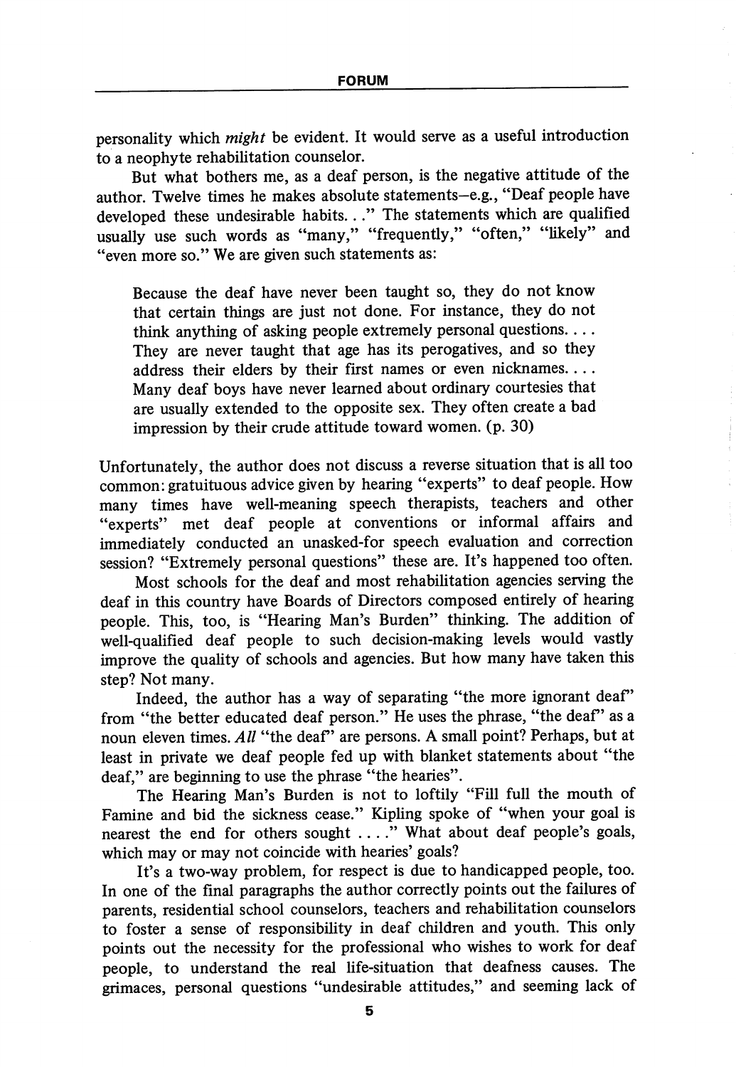personality which *might* be evident. It would serve as a useful introduction to a neophyte rehabilitation counselor.

But what bothers me, as a deaf person, is the negative attitude of the author. Twelve times he makes absolute statements—e.g., "Deaf people have developed these undesirable habits. . ." The statements which are qualified usually use such words as "many," "frequently," "often," "likely" and "even more so." We are given such statements as:

> Because the deaf have never been taught so, they do not know that certain things are just not done. For instance, they do not think anything of asking people extremely personal questions. . . . They are never taught that age has its perogatives, and so they address their elders by their first names or even nicknames. . . . Many deaf boys have never learned about ordinary courtesies that are usually extended to the opposite sex. They often create a bad impression by their crude attitude toward women. (p. 30)

Unfortunately, the author does not discuss a reverse situation that is all too common: gratuituous advice given by hearing "experts" to deaf people. How many times have well-meaning speech therapists, teachers and other "experts" met deaf people at conventions or informal affairs and immediately conducted an unasked-for speech evaluation and correction session? "Extremely personal questions" these are. It's happened too often.

Most schools for the deaf and most rehabilitation agencies serving the deaf in this country have Boards of Directors composed entirely of hearing people. This, too, is "Hearing Man's Burden" thinking. The addition of well-qualified deaf people to such decision-making levels would vastly improve the quality of schools and agencies. But how many have taken this step? Not many.

Indeed, the author has a way of separating "the more ignorant deaf" from "the better educated deaf person." He uses the phrase, "the deaf" as a noun eleven times. *All* "the deaf" are persons. A small point? Perhaps, but at least in private we deaf people fed up with blanket statements about "the deaf," are beginning to use the phrase "the hearies".

The Hearing Man's Burden is not to loftily "Fill full the mouth of Famine and bid the sickness cease." Kipling spoke of "when your goal is nearest the end for others sought . . . ." What about deaf people's goals, which may or may not coincide with hearies' goals?

It's a two-way problem, for respect is due to handicapped people, too. In one of the final paragraphs the author correctly points out the failures of parents, residential school counselors, teachers and rehabilitation counselors to foster a sense of responsibility in deaf children and youth. This only points out the necessity for the professional who wishes to work for deaf people, to understand the real life-situation that deafness causes. The grimaces, personal questions "undesirable attitudes," and seeming lack of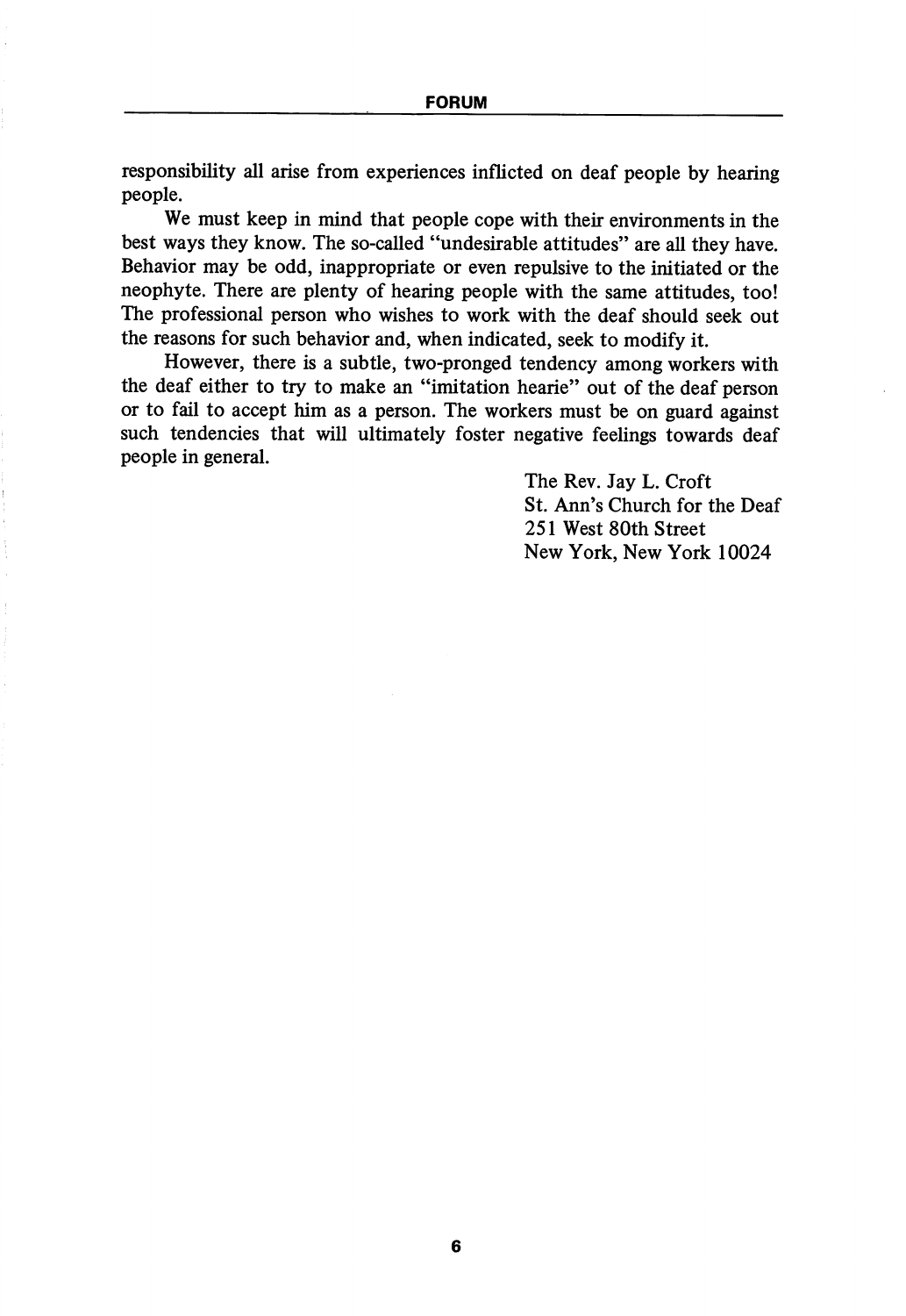responsibility all arise from experiences inflicted on deaf people by hearing people.

We must keep in mind that people cope with their environments in the best ways they know. The so-called "undesirable attitudes" are all they have. Behavior may be odd, inappropriate or even repulsive to the initiated or the neophyte. There are plenty of hearing people with the same attitudes, too! The professional person who wishes to work with the deaf should seek out the reasons for such behavior and, when indicated, seek to modify it.

However, there is a subtle, two-pronged tendency among workers with the deaf either to try to make an "imitation hearie" out of the deaf person or to fail to accept him as a person. The workers must be on guard against such tendencies that will ultimately foster negative feelings towards deaf people in general.

The Rev. Jay L. Croft
St. Ann's Church for the Deaf
251 West 80th Street
New York, New York 10024